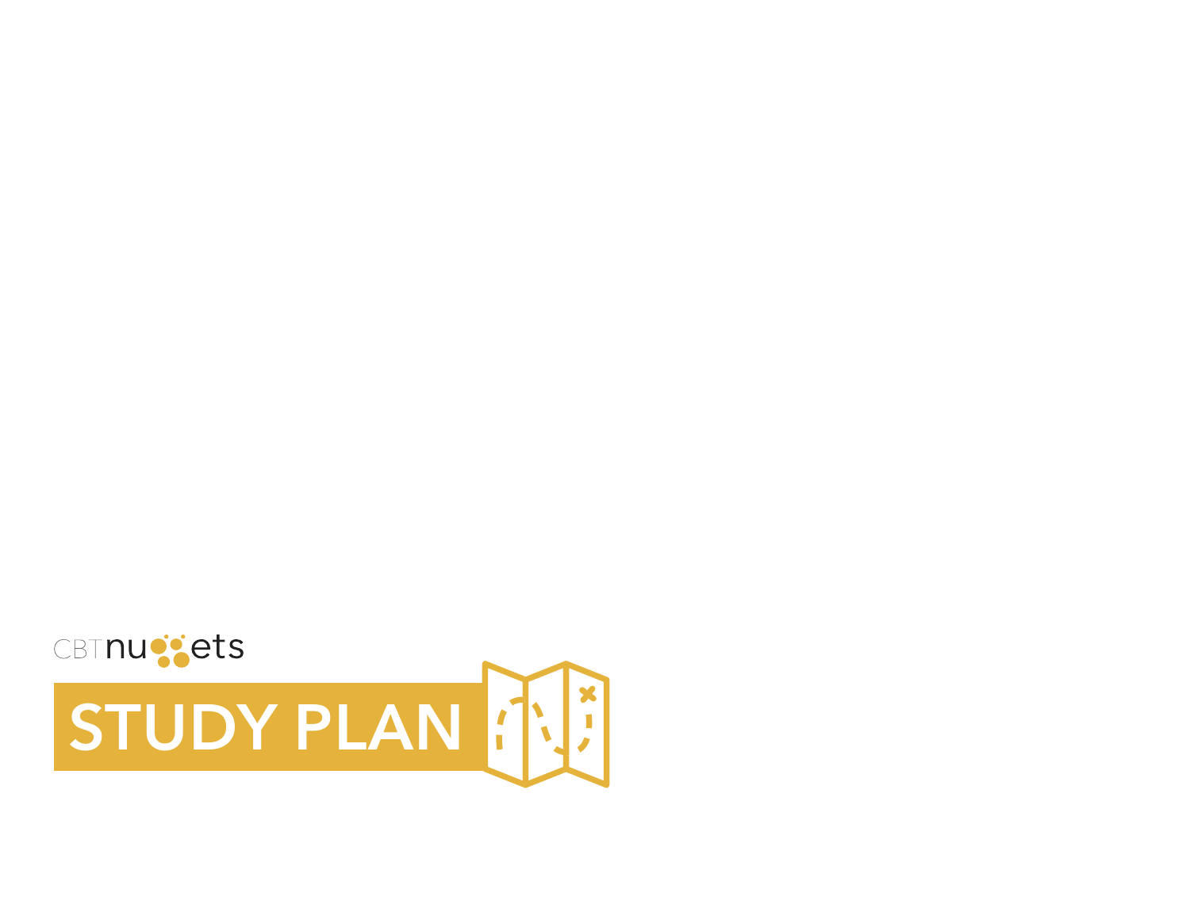CBTnuggets

# STUDY PLAN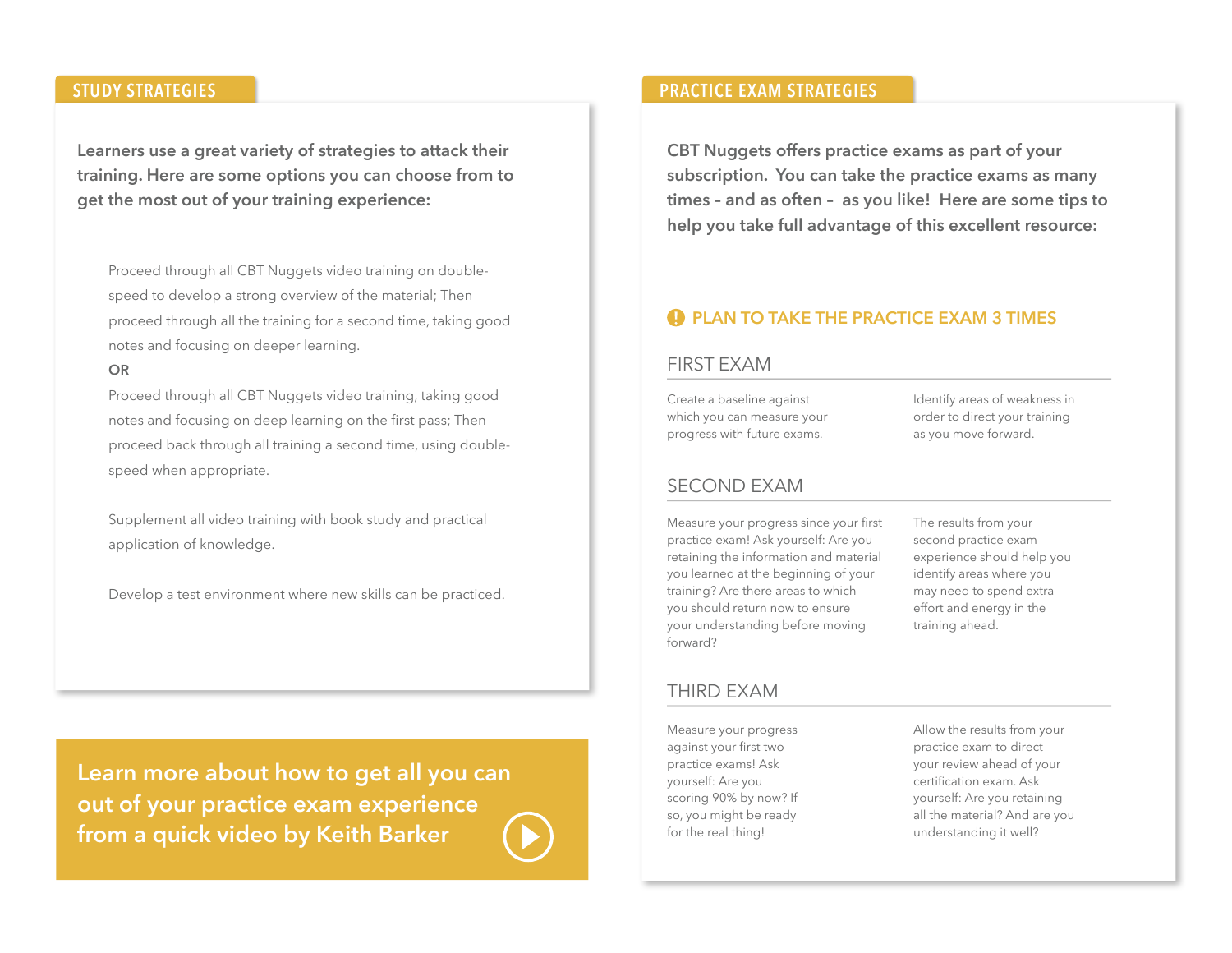## STUDY STRATEGIES

**Learners use a great variety of strategies to attack their training. Here are some options you can choose from to get the most out of your training experience:**

Proceed through all CBT Nuggets video training on double-speed to develop a strong overview of the material; Then proceed through all the training for a second time, taking good notes and focusing on deeper learning.

**OR**

Proceed through all CBT Nuggets video training, taking good notes and focusing on deep learning on the first pass; Then proceed back through all training a second time, using double-speed when appropriate.

Supplement all video training with book study and practical application of knowledge.

Develop a test environment where new skills can be practiced.

**Learn more about how to get all you can out of your practice exam experience from a quick video by Keith Barker**

## PRACTICE EXAM STRATEGIES

**CBT Nuggets offers practice exams as part of your subscription. You can take the practice exams as many times – and as often – as you like! Here are some tips to help you take full advantage of this excellent resource:**

### PLAN TO TAKE THE PRACTICE EXAM 3 TIMES

#### FIRST EXAM

Create a baseline against which you can measure your progress with future exams.

Identify areas of weakness in order to direct your training as you move forward.

#### SECOND EXAM

Measure your progress since your first practice exam! Ask yourself: Are you retaining the information and material you learned at the beginning of your training? Are there areas to which you should return now to ensure your understanding before moving forward?

The results from your second practice exam experience should help you identify areas where you may need to spend extra effort and energy in the training ahead.

#### THIRD EXAM

Measure your progress against your first two practice exams! Ask yourself: Are you scoring 90% by now? If so, you might be ready for the real thing!

Allow the results from your practice exam to direct your review ahead of your certification exam. Ask yourself: Are you retaining all the material? And are you understanding it well?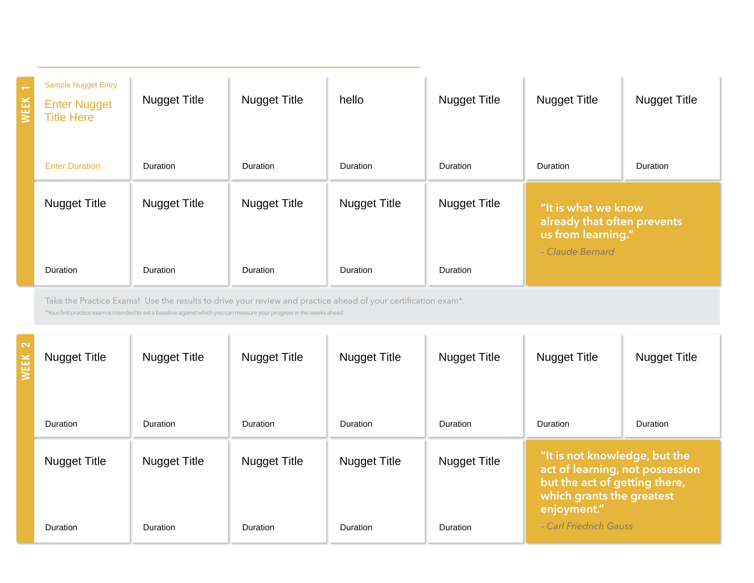## WEEK 1

| | | | | | | |
|---|---|---|---|---|---|---|
| Sample Nugget Entry<br>Enter Nugget Title Here<br>Enter Duration | Nugget Title<br>Duration | Nugget Title<br>Duration | hello<br>Duration | Nugget Title<br>Duration | Nugget Title<br>Duration | Nugget Title<br>Duration |
| Nugget Title<br>Duration | Nugget Title<br>Duration | Nugget Title<br>Duration | Nugget Title<br>Duration | Nugget Title<br>Duration | “It is what we know already that often prevents us from learning.”<br>*– Claude Bernard* | |

Take the Practice Exams! Use the results to drive your review and practice ahead of your certification exam*.

*Your first practice exam is intended to set a baseline against which you can measure your progress in the weeks ahead.

## WEEK 2

| | | | | | | |
|---|---|---|---|---|---|---|
| Nugget Title<br>Duration | Nugget Title<br>Duration | Nugget Title<br>Duration | Nugget Title<br>Duration | Nugget Title<br>Duration | Nugget Title<br>Duration | Nugget Title<br>Duration |
| Nugget Title<br>Duration | Nugget Title<br>Duration | Nugget Title<br>Duration | Nugget Title<br>Duration | Nugget Title<br>Duration | “It is not knowledge, but the act of learning, not possession but the act of getting there, which grants the greatest enjoyment.”<br>*– Carl Friedrich Gauss* | |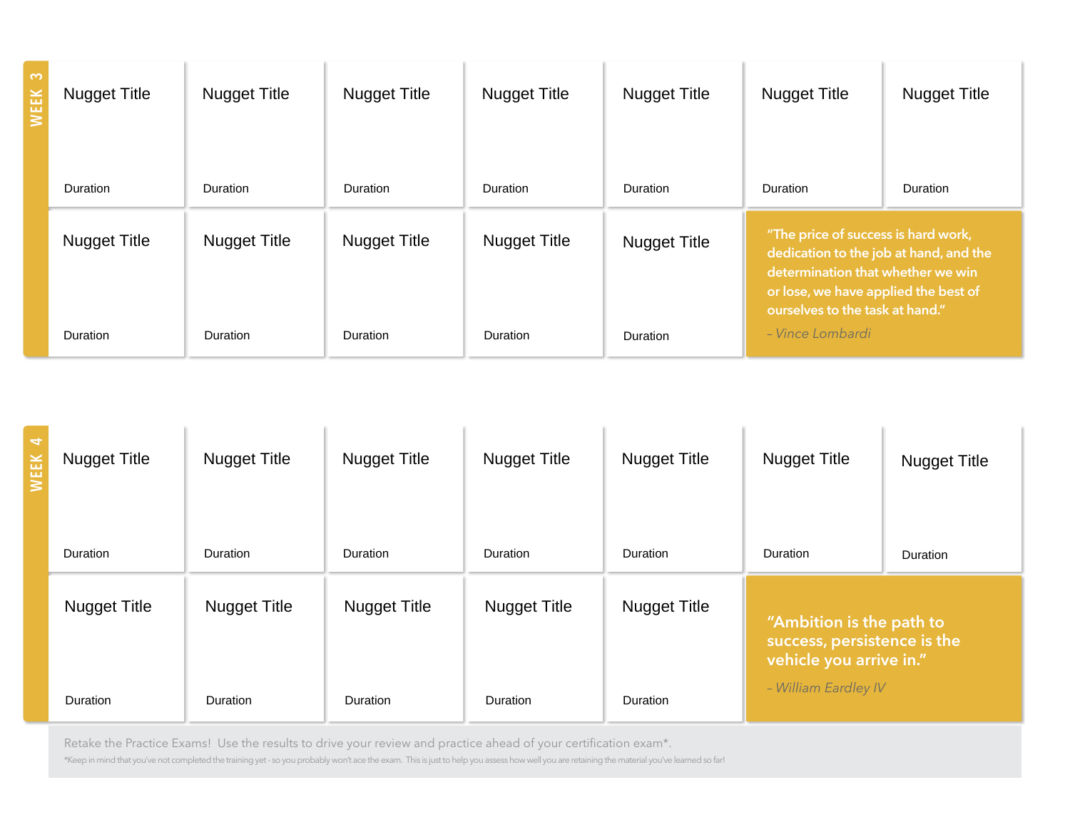## WEEK 3

| | | | | | | |
|---|---|---|---|---|---|---|
| Nugget Title<br><br>Duration | Nugget Title<br><br>Duration | Nugget Title<br><br>Duration | Nugget Title<br><br>Duration | Nugget Title<br><br>Duration | Nugget Title<br><br>Duration | Nugget Title<br><br>Duration |
| Nugget Title<br><br>Duration | Nugget Title<br><br>Duration | Nugget Title<br><br>Duration | Nugget Title<br><br>Duration | Nugget Title<br><br>Duration | "The price of success is hard work, dedication to the job at hand, and the determination that whether we win or lose, we have applied the best of ourselves to the task at hand."<br>*– Vince Lombardi* | |

## WEEK 4

| | | | | | | |
|---|---|---|---|---|---|---|
| Nugget Title<br><br>Duration | Nugget Title<br><br>Duration | Nugget Title<br><br>Duration | Nugget Title<br><br>Duration | Nugget Title<br><br>Duration | Nugget Title<br><br>Duration | Nugget Title<br><br>Duration |
| Nugget Title<br><br>Duration | Nugget Title<br><br>Duration | Nugget Title<br><br>Duration | Nugget Title<br><br>Duration | Nugget Title<br><br>Duration | "Ambition is the path to success, persistence is the vehicle you arrive in."<br>*– William Eardley IV* | |

Retake the Practice Exams! Use the results to drive your review and practice ahead of your certification exam*.

*Keep in mind that you've not completed the training yet - so you probably won't ace the exam. This is just to help you assess how well you are retaining the material you've learned so far!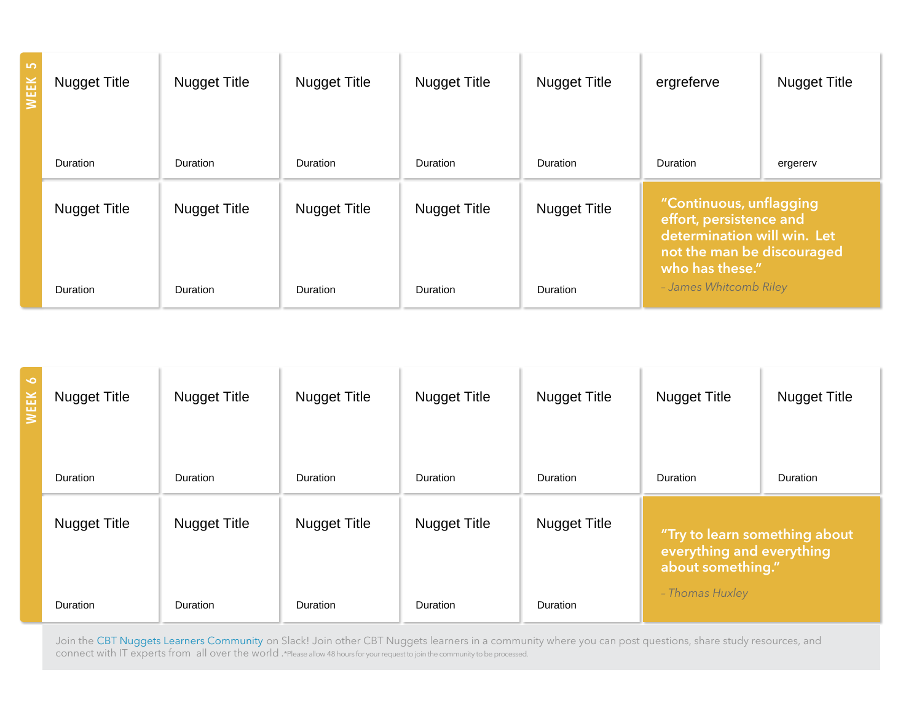## WEEK 5

| | | | | | | |
|---|---|---|---|---|---|---|
| Nugget Title<br>Duration | Nugget Title<br>Duration | Nugget Title<br>Duration | Nugget Title<br>Duration | Nugget Title<br>Duration | ergreferve<br>Duration | Nugget Title<br>ergererv |
| Nugget Title<br>Duration | Nugget Title<br>Duration | Nugget Title<br>Duration | Nugget Title<br>Duration | Nugget Title<br>Duration | "Continuous, unflagging effort, persistence and determination will win. Let not the man be discouraged who has these."<br>*– James Whitcomb Riley* | |

## WEEK 6

| | | | | | | |
|---|---|---|---|---|---|---|
| Nugget Title<br>Duration | Nugget Title<br>Duration | Nugget Title<br>Duration | Nugget Title<br>Duration | Nugget Title<br>Duration | Nugget Title<br>Duration | Nugget Title<br>Duration |
| Nugget Title<br>Duration | Nugget Title<br>Duration | Nugget Title<br>Duration | Nugget Title<br>Duration | Nugget Title<br>Duration | "Try to learn something about everything and everything about something."<br>*– Thomas Huxley* | |

Join the CBT Nuggets Learners Community on Slack! Join other CBT Nuggets learners in a community where you can post questions, share study resources, and connect with IT experts from all over the world .*Please allow 48 hours for your request to join the community to be processed.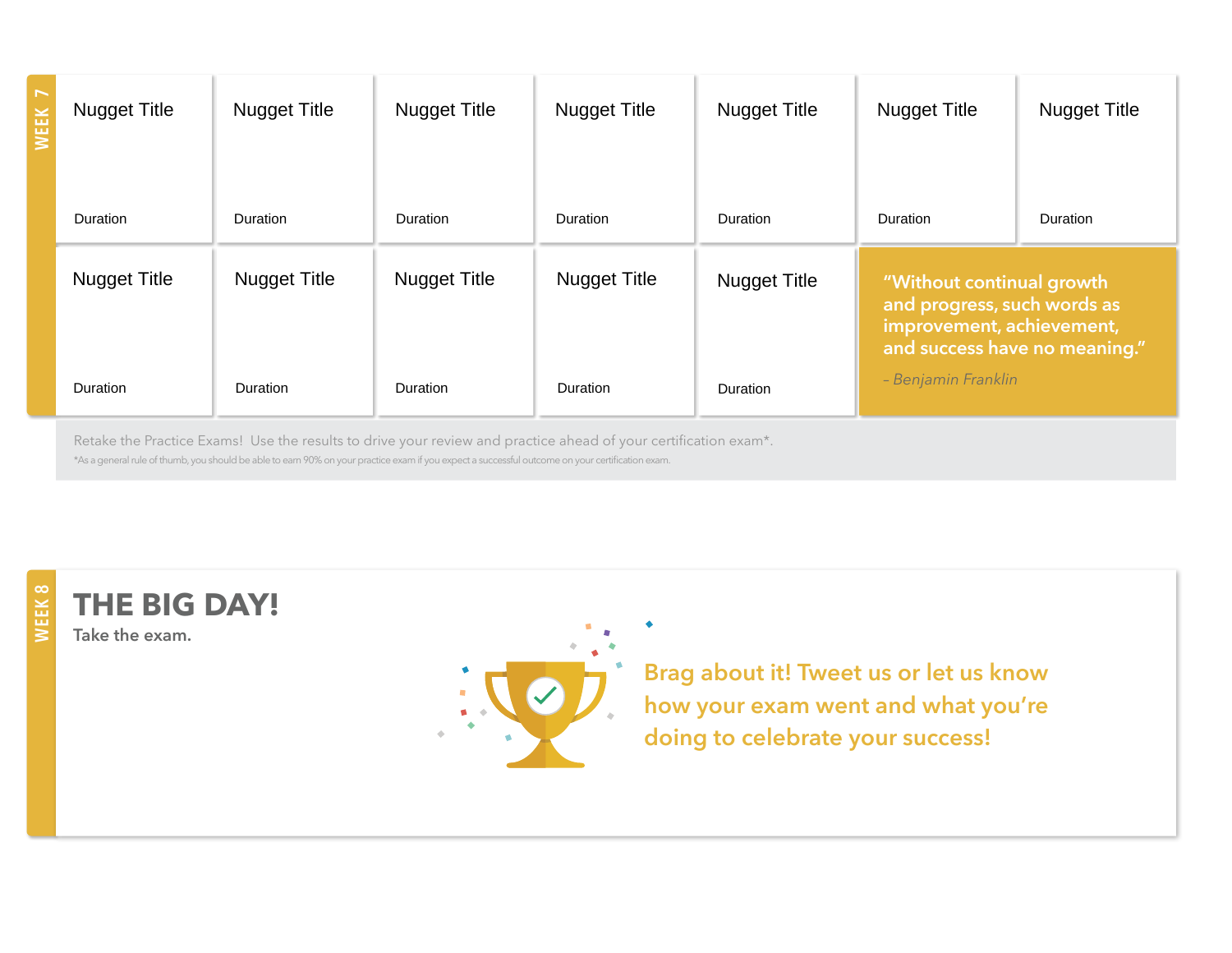## WEEK 7

| | | | | | | |
|---|---|---|---|---|---|---|
| Nugget Title<br><br>Duration | Nugget Title<br><br>Duration | Nugget Title<br><br>Duration | Nugget Title<br><br>Duration | Nugget Title<br><br>Duration | Nugget Title<br><br>Duration | Nugget Title<br><br>Duration |
| Nugget Title<br><br>Duration | Nugget Title<br><br>Duration | Nugget Title<br><br>Duration | Nugget Title<br><br>Duration | Nugget Title<br><br>Duration | | |

**"Without continual growth and progress, such words as improvement, achievement, and success have no meaning."**

*– Benjamin Franklin*

Retake the Practice Exams! Use the results to drive your review and practice ahead of your certification exam*.

*As a general rule of thumb, you should be able to earn 90% on your practice exam if you expect a successful outcome on your certification exam.

## WEEK 8

# THE BIG DAY!

Take the exam.

**Brag about it! Tweet us or let us know how your exam went and what you're doing to celebrate your success!**